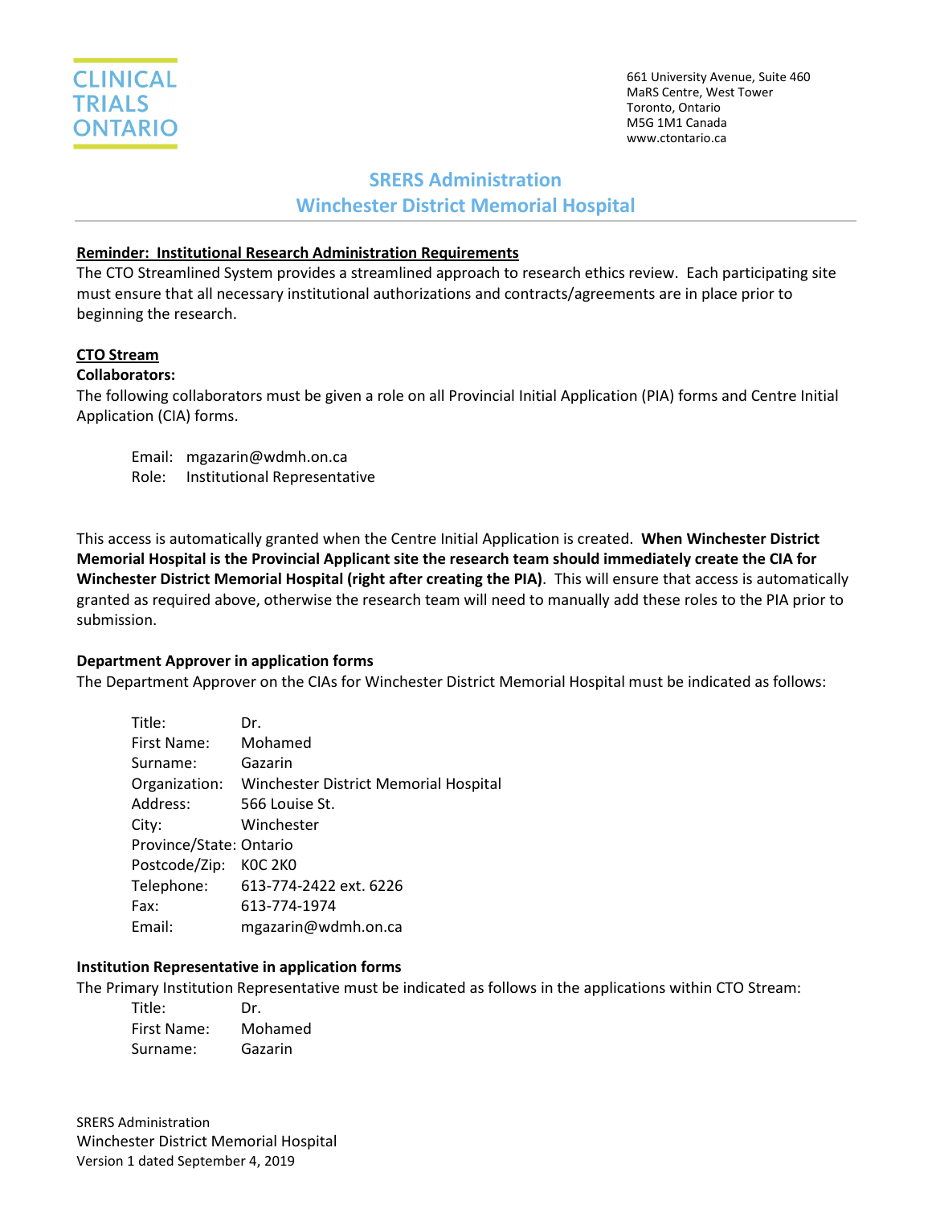CLINICAL TRIALS ONTARIO

661 University Avenue, Suite 460
MaRS Centre, West Tower
Toronto, Ontario
M5G 1M1 Canada
www.ctontario.ca

# SRERS Administration
# Winchester District Memorial Hospital

**Reminder: Institutional Research Administration Requirements**

The CTO Streamlined System provides a streamlined approach to research ethics review. Each participating site must ensure that all necessary institutional authorizations and contracts/agreements are in place prior to beginning the research.

**CTO Stream**

**Collaborators:**

The following collaborators must be given a role on all Provincial Initial Application (PIA) forms and Centre Initial Application (CIA) forms.

Email: mgazarin@wdmh.on.ca
Role: Institutional Representative

This access is automatically granted when the Centre Initial Application is created. **When Winchester District Memorial Hospital is the Provincial Applicant site the research team should immediately create the CIA for Winchester District Memorial Hospital (right after creating the PIA)**. This will ensure that access is automatically granted as required above, otherwise the research team will need to manually add these roles to the PIA prior to submission.

**Department Approver in application forms**

The Department Approver on the CIAs for Winchester District Memorial Hospital must be indicated as follows:

Title: Dr.
First Name: Mohamed
Surname: Gazarin
Organization: Winchester District Memorial Hospital
Address: 566 Louise St.
City: Winchester
Province/State: Ontario
Postcode/Zip: K0C 2K0
Telephone: 613-774-2422 ext. 6226
Fax: 613-774-1974
Email: mgazarin@wdmh.on.ca

**Institution Representative in application forms**

The Primary Institution Representative must be indicated as follows in the applications within CTO Stream:

Title: Dr.
First Name: Mohamed
Surname: Gazarin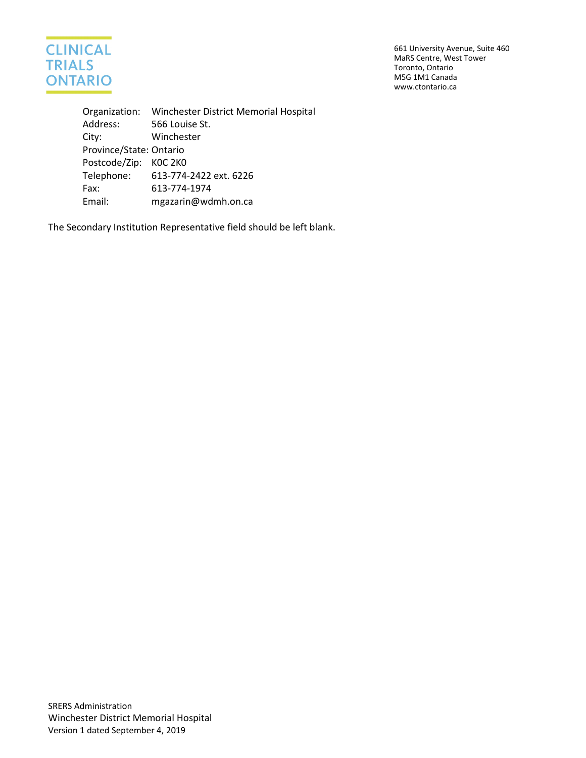| | |
|---|---|
| Organization: | Winchester District Memorial Hospital |
| Address: | 566 Louise St. |
| City: | Winchester |
| Province/State: | Ontario |
| Postcode/Zip: | K0C 2K0 |
| Telephone: | 613-774-2422 ext. 6226 |
| Fax: | 613-774-1974 |
| Email: | mgazarin@wdmh.on.ca |

The Secondary Institution Representative field should be left blank.